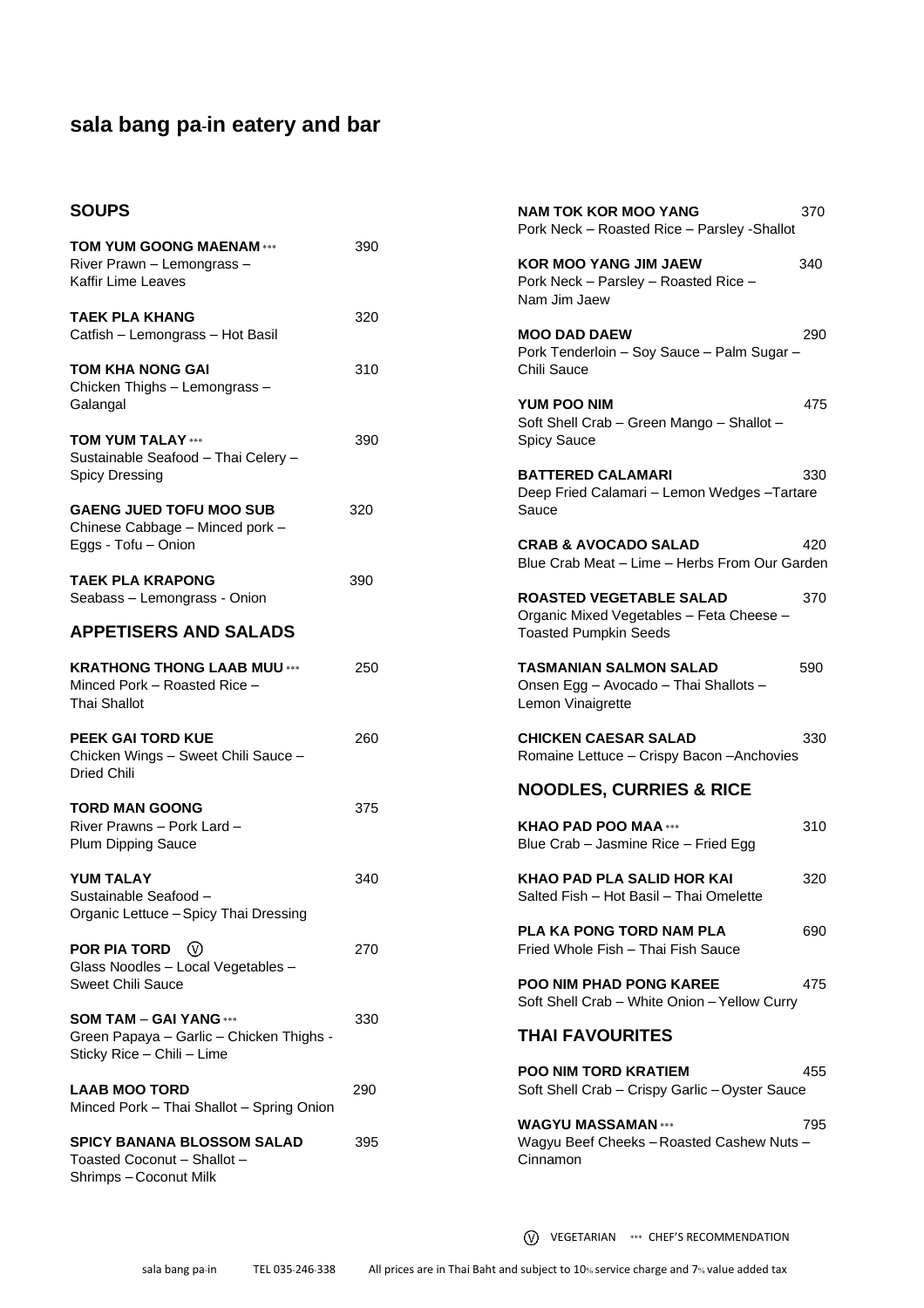# sala bang pa-in eatery and bar

## SOUPS

**TOM YUM GOONG MAENAM** *** 390
River Prawn – Lemongrass – Kaffir Lime Leaves

**TAEK PLA KHANG** 320
Catfish – Lemongrass – Hot Basil

**TOM KHA NONG GAI** 310
Chicken Thighs – Lemongrass – Galangal

**TOM YUM TALAY** *** 390
Sustainable Seafood – Thai Celery – Spicy Dressing

**GAENG JUED TOFU MOO SUB** 320
Chinese Cabbage – Minced pork – Eggs - Tofu – Onion

**TAEK PLA KRAPONG** 390
Seabass – Lemongrass - Onion

## APPETISERS AND SALADS

**KRATHONG THONG LAAB MUU** *** 250
Minced Pork – Roasted Rice – Thai Shallot

**PEEK GAI TORD KUE** 260
Chicken Wings – Sweet Chili Sauce – Dried Chili

**TORD MAN GOONG** 375
River Prawns – Pork Lard – Plum Dipping Sauce

**YUM TALAY** 340
Sustainable Seafood – Organic Lettuce – Spicy Thai Dressing

**POR PIA TORD** (V) 270
Glass Noodles – Local Vegetables – Sweet Chili Sauce

**SOM TAM – GAI YANG** *** 330
Green Papaya – Garlic – Chicken Thighs - Sticky Rice – Chili – Lime

**LAAB MOO TORD** 290
Minced Pork – Thai Shallot – Spring Onion

**SPICY BANANA BLOSSOM SALAD** 395
Toasted Coconut – Shallot – Shrimps – Coconut Milk

**NAM TOK KOR MOO YANG** 370
Pork Neck – Roasted Rice – Parsley -Shallot

**KOR MOO YANG JIM JAEW** 340
Pork Neck – Parsley – Roasted Rice – Nam Jim Jaew

**MOO DAD DAEW** 290
Pork Tenderloin – Soy Sauce – Palm Sugar – Chili Sauce

**YUM POO NIM** 475
Soft Shell Crab – Green Mango – Shallot – Spicy Sauce

**BATTERED CALAMARI** 330
Deep Fried Calamari – Lemon Wedges –Tartare Sauce

**CRAB & AVOCADO SALAD** 420
Blue Crab Meat – Lime – Herbs From Our Garden

**ROASTED VEGETABLE SALAD** 370
Organic Mixed Vegetables – Feta Cheese – Toasted Pumpkin Seeds

**TASMANIAN SALMON SALAD** 590
Onsen Egg – Avocado – Thai Shallots – Lemon Vinaigrette

**CHICKEN CAESAR SALAD** 330
Romaine Lettuce – Crispy Bacon –Anchovies

## NOODLES, CURRIES & RICE

**KHAO PAD POO MAA** *** 310
Blue Crab – Jasmine Rice – Fried Egg

**KHAO PAD PLA SALID HOR KAI** 320
Salted Fish – Hot Basil – Thai Omelette

**PLA KA PONG TORD NAM PLA** 690
Fried Whole Fish – Thai Fish Sauce

**POO NIM PHAD PONG KAREE** 475
Soft Shell Crab – White Onion – Yellow Curry

## THAI FAVOURITES

**POO NIM TORD KRATIEM** 455
Soft Shell Crab – Crispy Garlic – Oyster Sauce

**WAGYU MASSAMAN** *** 795
Wagyu Beef Cheeks – Roasted Cashew Nuts – Cinnamon

(V) VEGETARIAN *** CHEF'S RECOMMENDATION

sala bang pa-in TEL 035-246-338 All prices are in Thai Baht and subject to 10% service charge and 7% value added tax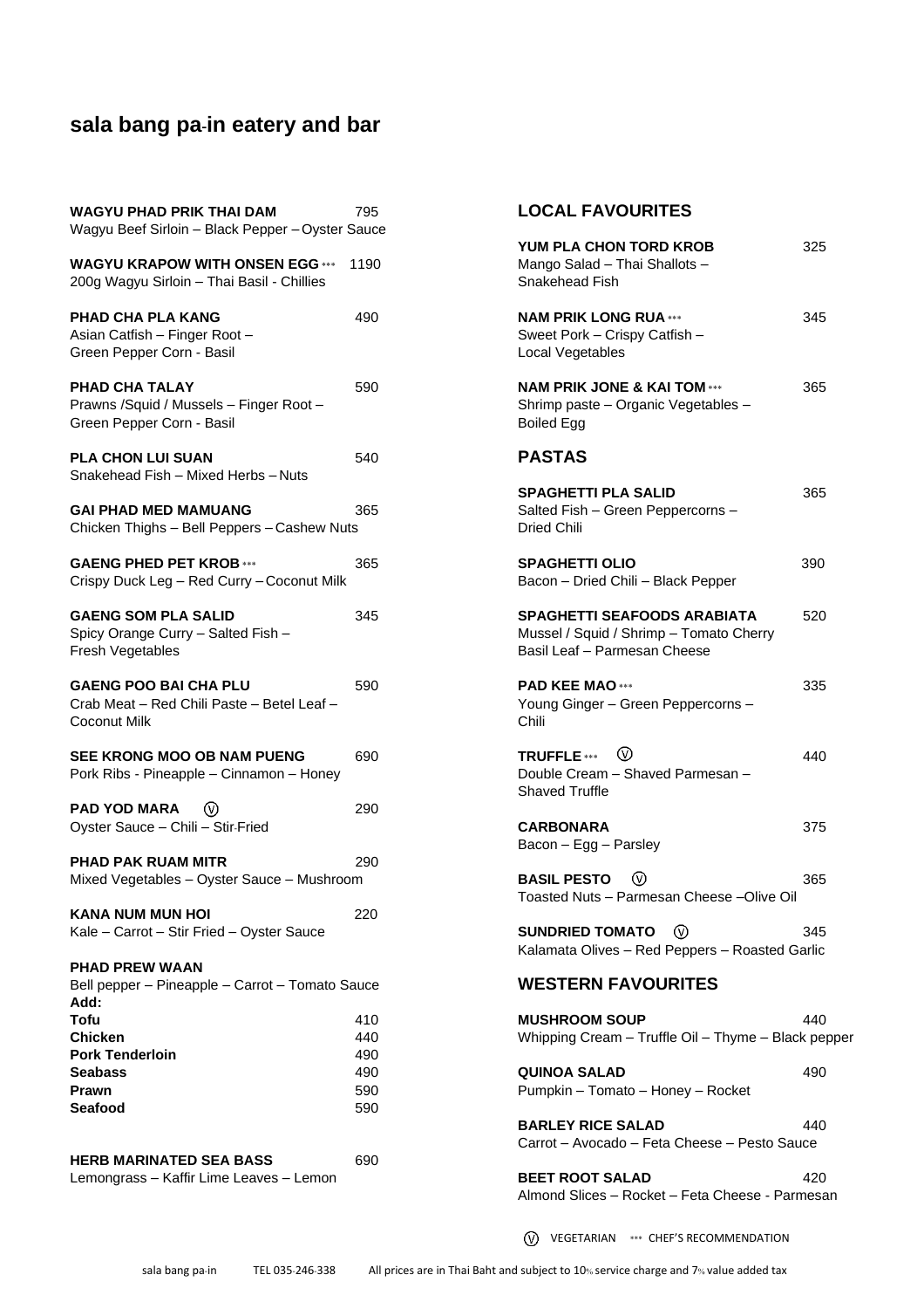# sala bang pa-in eatery and bar

**WAGYU PHAD PRIK THAI DAM** 795
Wagyu Beef Sirloin – Black Pepper – Oyster Sauce

**WAGYU KRAPOW WITH ONSEN EGG** *** 1190
200g Wagyu Sirloin – Thai Basil - Chillies

**PHAD CHA PLA KANG** 490
Asian Catfish – Finger Root – Green Pepper Corn - Basil

**PHAD CHA TALAY** 590
Prawns /Squid / Mussels – Finger Root – Green Pepper Corn - Basil

**PLA CHON LUI SUAN** 540
Snakehead Fish – Mixed Herbs – Nuts

**GAI PHAD MED MAMUANG** 365
Chicken Thighs – Bell Peppers – Cashew Nuts

**GAENG PHED PET KROB** *** 365
Crispy Duck Leg – Red Curry – Coconut Milk

**GAENG SOM PLA SALID** 345
Spicy Orange Curry – Salted Fish – Fresh Vegetables

**GAENG POO BAI CHA PLU** 590
Crab Meat – Red Chili Paste – Betel Leaf – Coconut Milk

**SEE KRONG MOO OB NAM PUENG** 690
Pork Ribs - Pineapple – Cinnamon – Honey

**PAD YOD MARA** (V) 290
Oyster Sauce – Chili – Stir-Fried

**PHAD PAK RUAM MITR** 290
Mixed Vegetables – Oyster Sauce – Mushroom

**KANA NUM MUN HOI** 220
Kale – Carrot – Stir Fried – Oyster Sauce

**PHAD PREW WAAN**
Bell pepper – Pineapple – Carrot – Tomato Sauce

**Add:**

| | |
|---|---|
| **Tofu** | 410 |
| **Chicken** | 440 |
| **Pork Tenderloin** | 490 |
| **Seabass** | 490 |
| **Prawn** | 590 |
| **Seafood** | 590 |

**HERB MARINATED SEA BASS** 690
Lemongrass – Kaffir Lime Leaves – Lemon

## LOCAL FAVOURITES

**YUM PLA CHON TORD KROB** 325
Mango Salad – Thai Shallots – Snakehead Fish

**NAM PRIK LONG RUA** *** 345
Sweet Pork – Crispy Catfish – Local Vegetables

**NAM PRIK JONE & KAI TOM** *** 365
Shrimp paste – Organic Vegetables – Boiled Egg

## PASTAS

**SPAGHETTI PLA SALID** 365
Salted Fish – Green Peppercorns – Dried Chili

**SPAGHETTI OLIO** 390
Bacon – Dried Chili – Black Pepper

**SPAGHETTI SEAFOODS ARABIATA** 520
Mussel / Squid / Shrimp – Tomato Cherry Basil Leaf – Parmesan Cheese

**PAD KEE MAO** *** 335
Young Ginger – Green Peppercorns – Chili

**TRUFFLE** *** (V) 440
Double Cream – Shaved Parmesan – Shaved Truffle

**CARBONARA** 375
Bacon – Egg – Parsley

**BASIL PESTO** (V) 365
Toasted Nuts – Parmesan Cheese –Olive Oil

**SUNDRIED TOMATO** (V) 345
Kalamata Olives – Red Peppers – Roasted Garlic

## WESTERN FAVOURITES

**MUSHROOM SOUP** 440
Whipping Cream – Truffle Oil – Thyme – Black pepper

**QUINOA SALAD** 490
Pumpkin – Tomato – Honey – Rocket

**BARLEY RICE SALAD** 440
Carrot – Avocado – Feta Cheese – Pesto Sauce

**BEET ROOT SALAD** 420
Almond Slices – Rocket – Feta Cheese - Parmesan

(V) VEGETARIAN *** CHEF'S RECOMMENDATION

sala bang pa-in TEL 035-246-338 All prices are in Thai Baht and subject to 10% service charge and 7% value added tax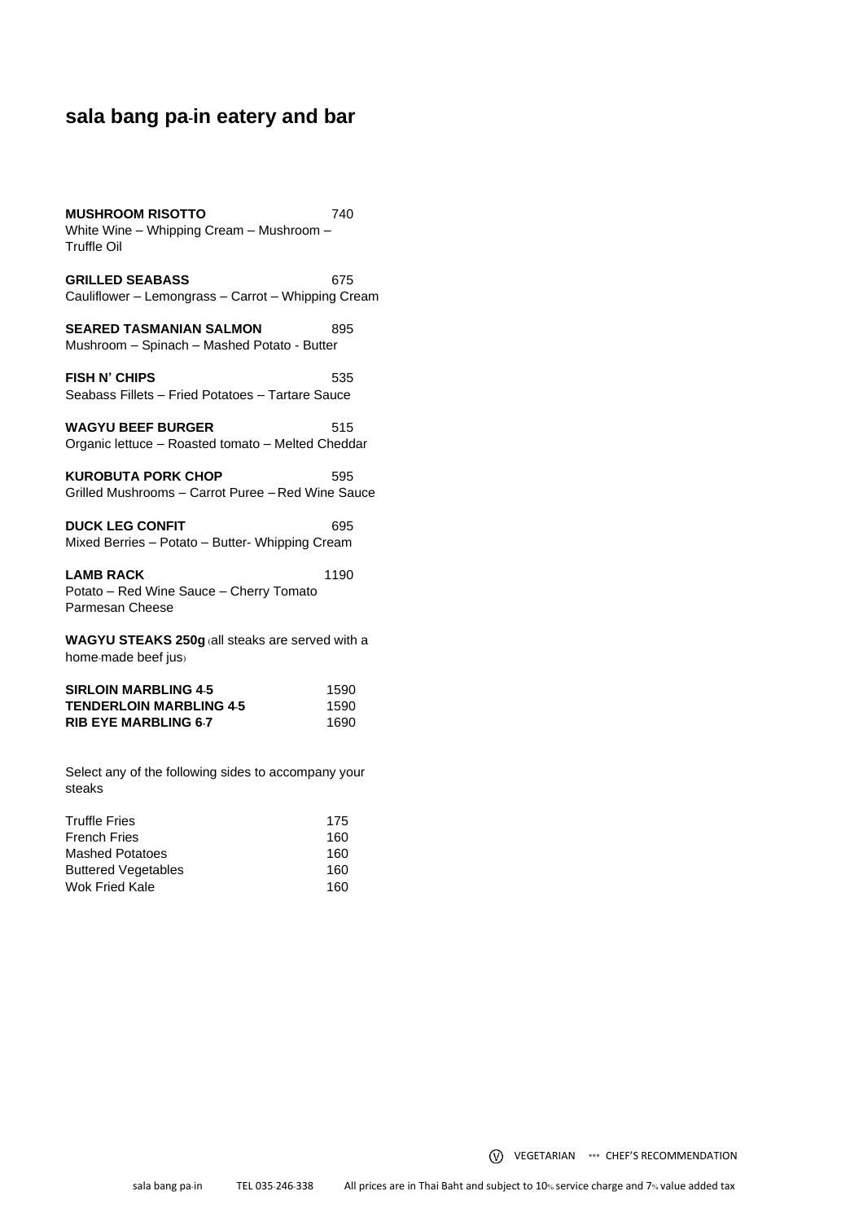# sala bang pa-in eatery and bar

**MUSHROOM RISOTTO** 740
White Wine – Whipping Cream – Mushroom – Truffle Oil

**GRILLED SEABASS** 675
Cauliflower – Lemongrass – Carrot – Whipping Cream

**SEARED TASMANIAN SALMON** 895
Mushroom – Spinach – Mashed Potato - Butter

**FISH N' CHIPS** 535
Seabass Fillets – Fried Potatoes – Tartare Sauce

**WAGYU BEEF BURGER** 515
Organic lettuce – Roasted tomato – Melted Cheddar

**KUROBUTA PORK CHOP** 595
Grilled Mushrooms – Carrot Puree – Red Wine Sauce

**DUCK LEG CONFIT** 695
Mixed Berries – Potato – Butter- Whipping Cream

**LAMB RACK** 1190
Potato – Red Wine Sauce – Cherry Tomato
Parmesan Cheese

**WAGYU STEAKS 250g** (all steaks are served with a home-made beef jus)

| | |
|---|---|
| **SIRLOIN MARBLING 4-5** | 1590 |
| **TENDERLOIN MARBLING 4-5** | 1590 |
| **RIB EYE MARBLING 6-7** | 1690 |

Select any of the following sides to accompany your steaks

| | |
|---|---|
| Truffle Fries | 175 |
| French Fries | 160 |
| Mashed Potatoes | 160 |
| Buttered Vegetables | 160 |
| Wok Fried Kale | 160 |

(V) VEGETARIAN *** CHEF'S RECOMMENDATION

sala bang pa-in TEL 035-246-338 All prices are in Thai Baht and subject to 10% service charge and 7% value added tax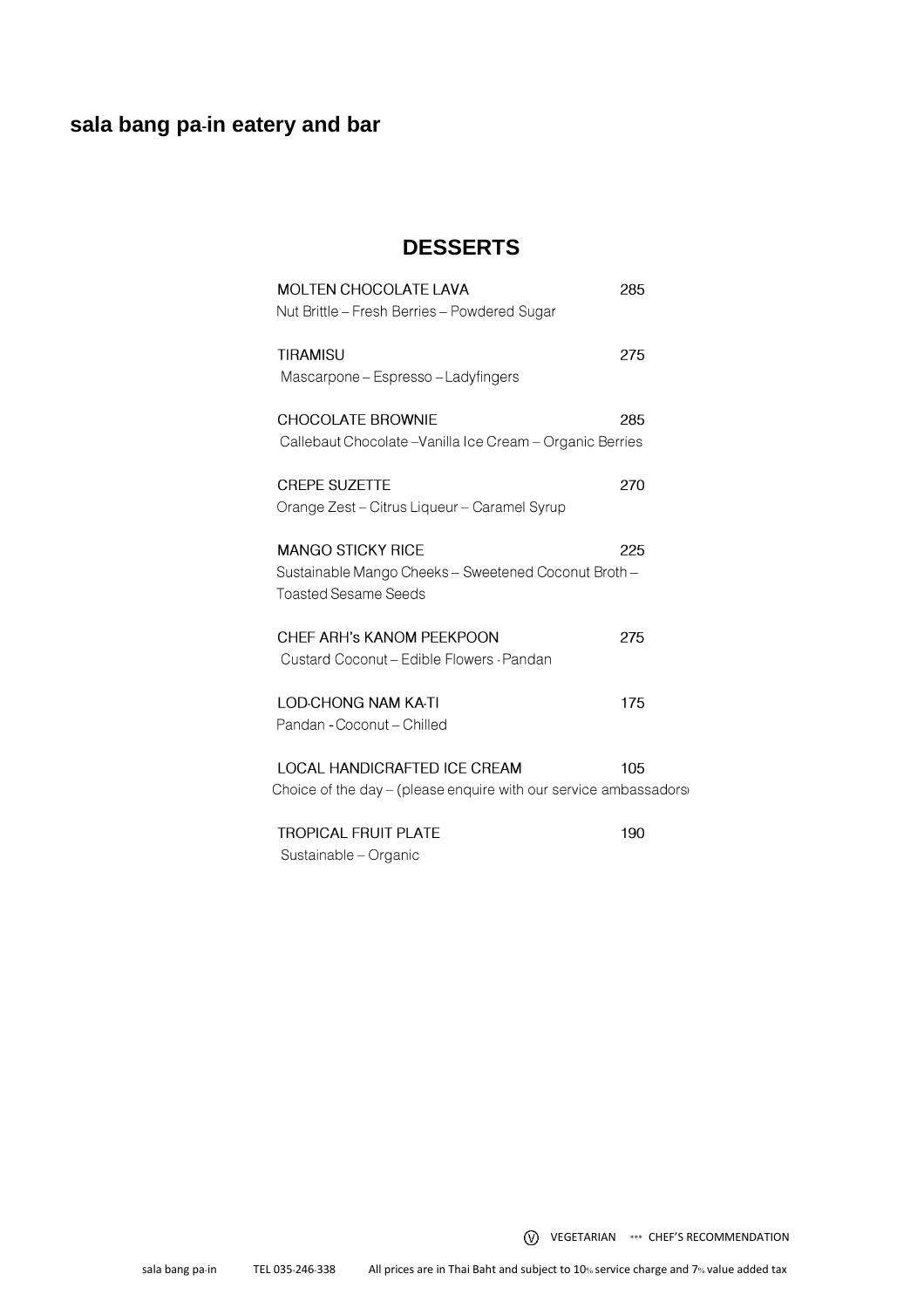# sala bang pa-in eatery and bar

## DESSERTS

**MOLTEN CHOCOLATE LAVA** 285
Nut Brittle – Fresh Berries – Powdered Sugar

**TIRAMISU** 275
Mascarpone – Espresso – Ladyfingers

**CHOCOLATE BROWNIE** 285
Callebaut Chocolate –Vanilla Ice Cream – Organic Berries

**CREPE SUZETTE** 270
Orange Zest – Citrus Liqueur – Caramel Syrup

**MANGO STICKY RICE** 225
Sustainable Mango Cheeks – Sweetened Coconut Broth –
Toasted Sesame Seeds

**CHEF ARH's KANOM PEEKPOON** 275
Custard Coconut – Edible Flowers - Pandan

**LOD-CHONG NAM KA-TI** 175
Pandan - Coconut – Chilled

**LOCAL HANDICRAFTED ICE CREAM** 105
Choice of the day – (please enquire with our service ambassadors

**TROPICAL FRUIT PLATE** 190
Sustainable – Organic

Ⓥ VEGETARIAN *** CHEF'S RECOMMENDATION

sala bang pa-in TEL 035-246-338 All prices are in Thai Baht and subject to 10% service charge and 7% value added tax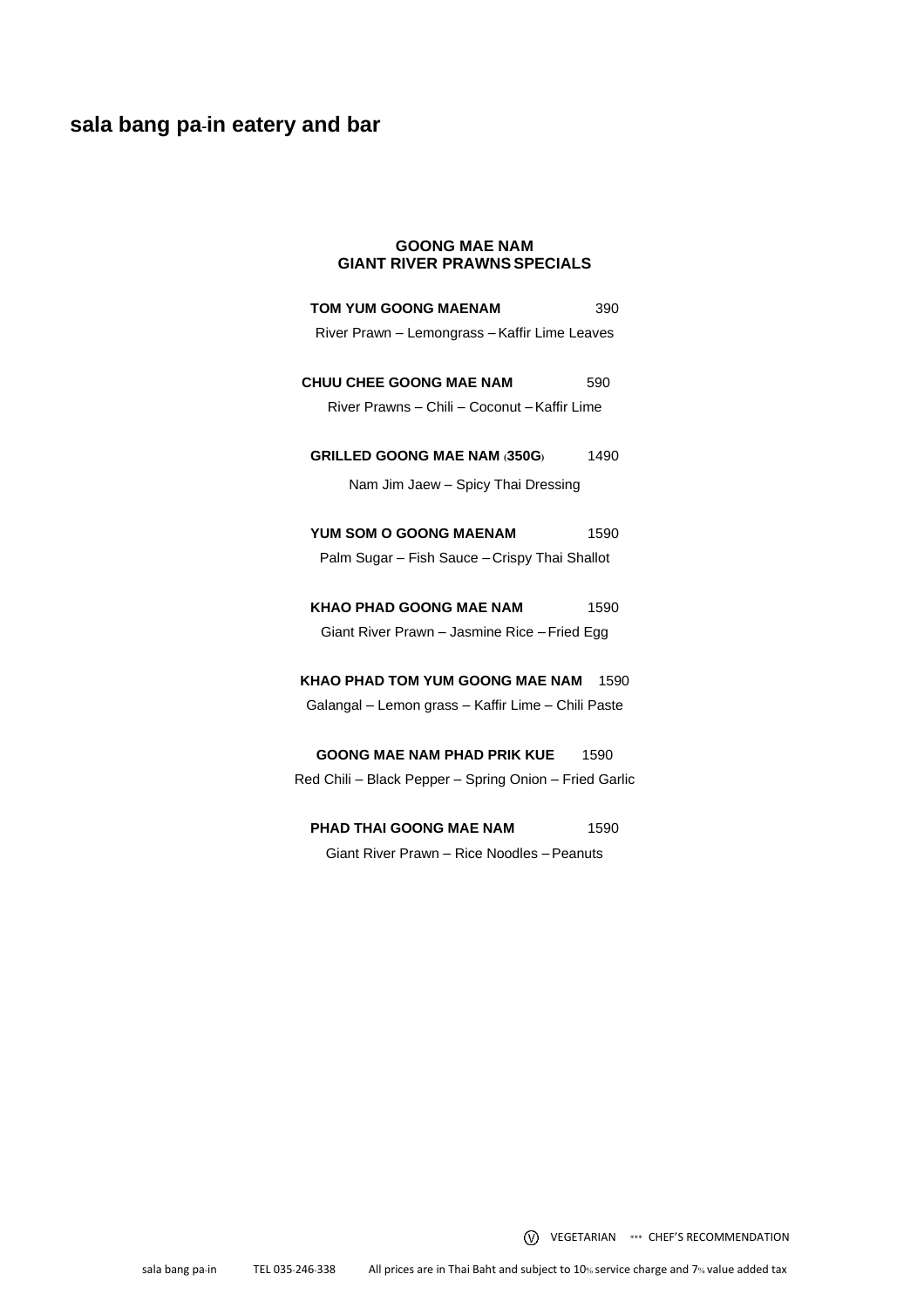# sala bang pa-in eatery and bar

## GOONG MAE NAM
## GIANT RIVER PRAWNS SPECIALS

**TOM YUM GOONG MAENAM** 390

River Prawn – Lemongrass – Kaffir Lime Leaves

**CHUU CHEE GOONG MAE NAM** 590

River Prawns – Chili – Coconut – Kaffir Lime

**GRILLED GOONG MAE NAM (350G)** 1490

Nam Jim Jaew – Spicy Thai Dressing

**YUM SOM O GOONG MAENAM** 1590

Palm Sugar – Fish Sauce – Crispy Thai Shallot

**KHAO PHAD GOONG MAE NAM** 1590

Giant River Prawn – Jasmine Rice – Fried Egg

**KHAO PHAD TOM YUM GOONG MAE NAM** 1590

Galangal – Lemon grass – Kaffir Lime – Chili Paste

**GOONG MAE NAM PHAD PRIK KUE** 1590

Red Chili – Black Pepper – Spring Onion – Fried Garlic

**PHAD THAI GOONG MAE NAM** 1590

Giant River Prawn – Rice Noodles – Peanuts

(V) VEGETARIAN *** CHEF'S RECOMMENDATION

sala bang pa-in TEL 035-246-338 All prices are in Thai Baht and subject to 10% service charge and 7% value added tax